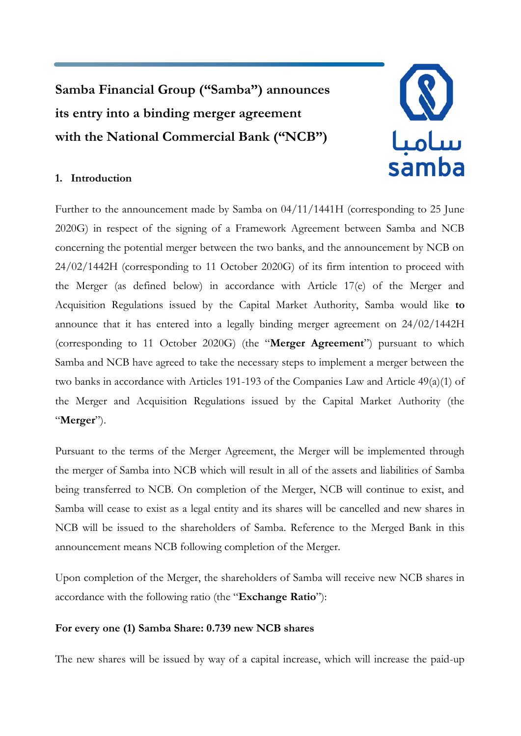# Samba Financial Group ("Samba") announces its entry into a binding merger agreement with the National Commercial Bank ("NCB")

## 1. Introduction

Further to the announcement made by Samba on 04/11/1441H (corresponding to 25 June 2020G) in respect of the signing of a Framework Agreement between Samba and NCB concerning the potential merger between the two banks, and the announcement by NCB on 24/02/1442H (corresponding to 11 October 2020G) of its firm intention to proceed with the Merger (as defined below) in accordance with Article 17(e) of the Merger and Acquisition Regulations issued by the Capital Market Authority, Samba would like **to** announce that it has entered into a legally binding merger agreement on 24/02/1442H (corresponding to 11 October 2020G) (the "**Merger Agreement**") pursuant to which Samba and NCB have agreed to take the necessary steps to implement a merger between the two banks in accordance with Articles 191-193 of the Companies Law and Article 49(a)(1) of the Merger and Acquisition Regulations issued by the Capital Market Authority (the "**Merger**").

Pursuant to the terms of the Merger Agreement, the Merger will be implemented through the merger of Samba into NCB which will result in all of the assets and liabilities of Samba being transferred to NCB. On completion of the Merger, NCB will continue to exist, and Samba will cease to exist as a legal entity and its shares will be cancelled and new shares in NCB will be issued to the shareholders of Samba. Reference to the Merged Bank in this announcement means NCB following completion of the Merger.

Upon completion of the Merger, the shareholders of Samba will receive new NCB shares in accordance with the following ratio (the "**Exchange Ratio**"):

**For every one (1) Samba Share: 0.739 new NCB shares**

The new shares will be issued by way of a capital increase, which will increase the paid-up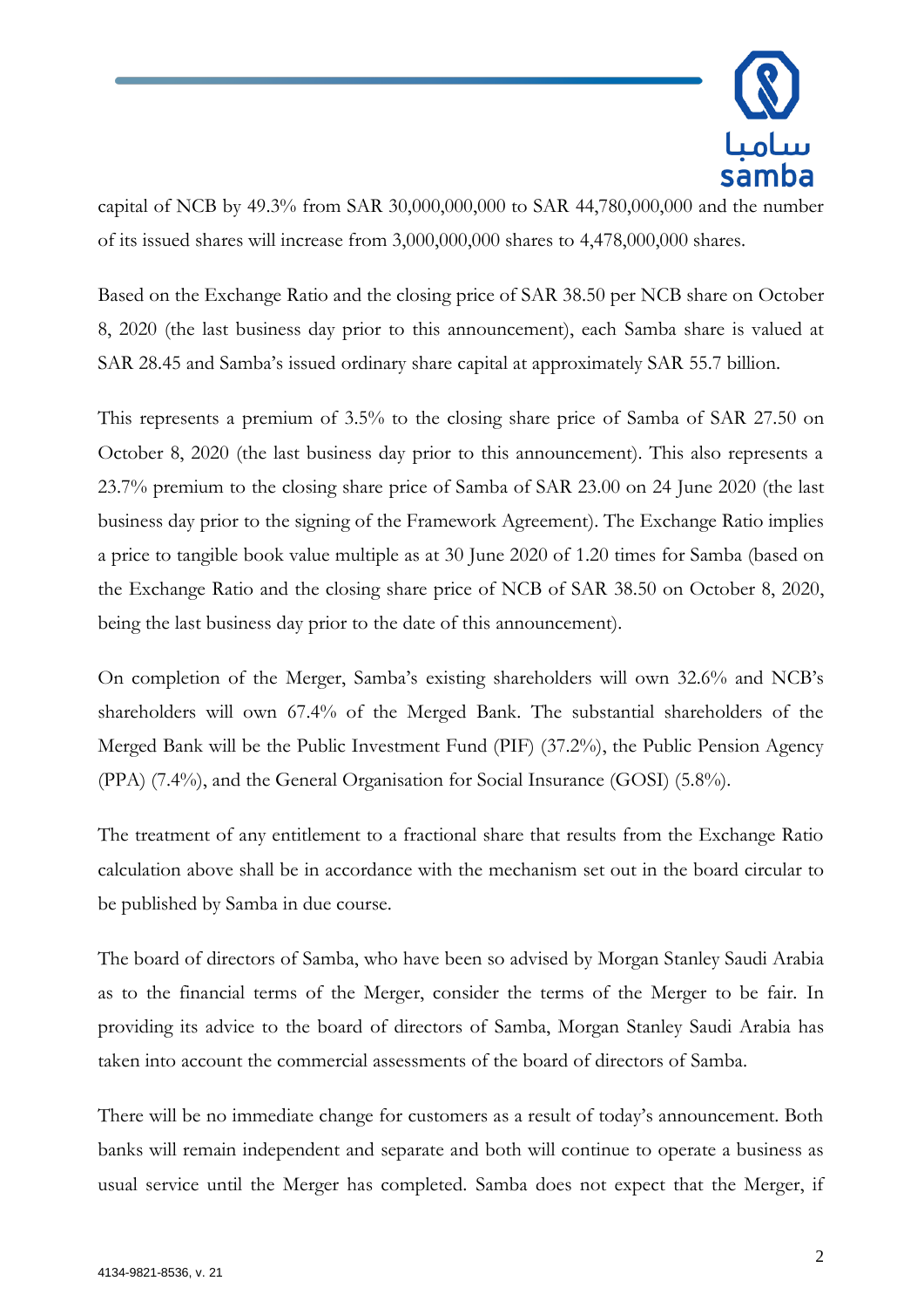capital of NCB by 49.3% from SAR 30,000,000,000 to SAR 44,780,000,000 and the number of its issued shares will increase from 3,000,000,000 shares to 4,478,000,000 shares.

Based on the Exchange Ratio and the closing price of SAR 38.50 per NCB share on October 8, 2020 (the last business day prior to this announcement), each Samba share is valued at SAR 28.45 and Samba's issued ordinary share capital at approximately SAR 55.7 billion.

This represents a premium of 3.5% to the closing share price of Samba of SAR 27.50 on October 8, 2020 (the last business day prior to this announcement). This also represents a 23.7% premium to the closing share price of Samba of SAR 23.00 on 24 June 2020 (the last business day prior to the signing of the Framework Agreement). The Exchange Ratio implies a price to tangible book value multiple as at 30 June 2020 of 1.20 times for Samba (based on the Exchange Ratio and the closing share price of NCB of SAR 38.50 on October 8, 2020, being the last business day prior to the date of this announcement).

On completion of the Merger, Samba's existing shareholders will own 32.6% and NCB's shareholders will own 67.4% of the Merged Bank. The substantial shareholders of the Merged Bank will be the Public Investment Fund (PIF) (37.2%), the Public Pension Agency (PPA) (7.4%), and the General Organisation for Social Insurance (GOSI) (5.8%).

The treatment of any entitlement to a fractional share that results from the Exchange Ratio calculation above shall be in accordance with the mechanism set out in the board circular to be published by Samba in due course.

The board of directors of Samba, who have been so advised by Morgan Stanley Saudi Arabia as to the financial terms of the Merger, consider the terms of the Merger to be fair. In providing its advice to the board of directors of Samba, Morgan Stanley Saudi Arabia has taken into account the commercial assessments of the board of directors of Samba.

There will be no immediate change for customers as a result of today's announcement. Both banks will remain independent and separate and both will continue to operate a business as usual service until the Merger has completed. Samba does not expect that the Merger, if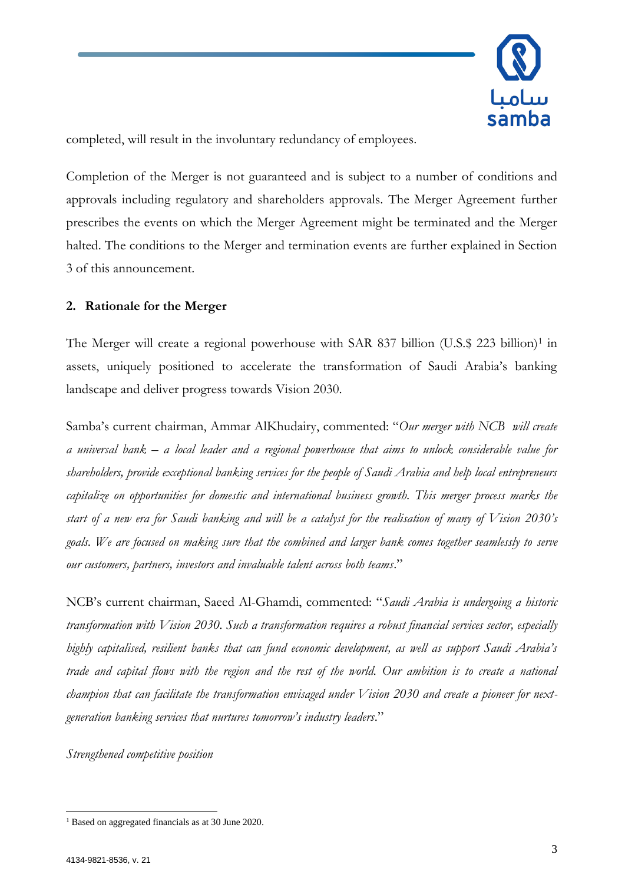completed, will result in the involuntary redundancy of employees.

Completion of the Merger is not guaranteed and is subject to a number of conditions and approvals including regulatory and shareholders approvals. The Merger Agreement further prescribes the events on which the Merger Agreement might be terminated and the Merger halted. The conditions to the Merger and termination events are further explained in Section 3 of this announcement.

## 2. Rationale for the Merger

The Merger will create a regional powerhouse with SAR 837 billion (U.S.$ 223 billion)[1] in assets, uniquely positioned to accelerate the transformation of Saudi Arabia's banking landscape and deliver progress towards Vision 2030.

Samba's current chairman, Ammar AlKhudairy, commented: "*Our merger with NCB will create a universal bank – a local leader and a regional powerhouse that aims to unlock considerable value for shareholders, provide exceptional banking services for the people of Saudi Arabia and help local entrepreneurs capitalize on opportunities for domestic and international business growth. This merger process marks the start of a new era for Saudi banking and will be a catalyst for the realisation of many of Vision 2030's goals. We are focused on making sure that the combined and larger bank comes together seamlessly to serve our customers, partners, investors and invaluable talent across both teams*."

NCB's current chairman, Saeed Al-Ghamdi, commented: "*Saudi Arabia is undergoing a historic transformation with Vision 2030. Such a transformation requires a robust financial services sector, especially highly capitalised, resilient banks that can fund economic development, as well as support Saudi Arabia's trade and capital flows with the region and the rest of the world. Our ambition is to create a national champion that can facilitate the transformation envisaged under Vision 2030 and create a pioneer for next-generation banking services that nurtures tomorrow's industry leaders*."

*Strengthened competitive position*

[1] Based on aggregated financials as at 30 June 2020.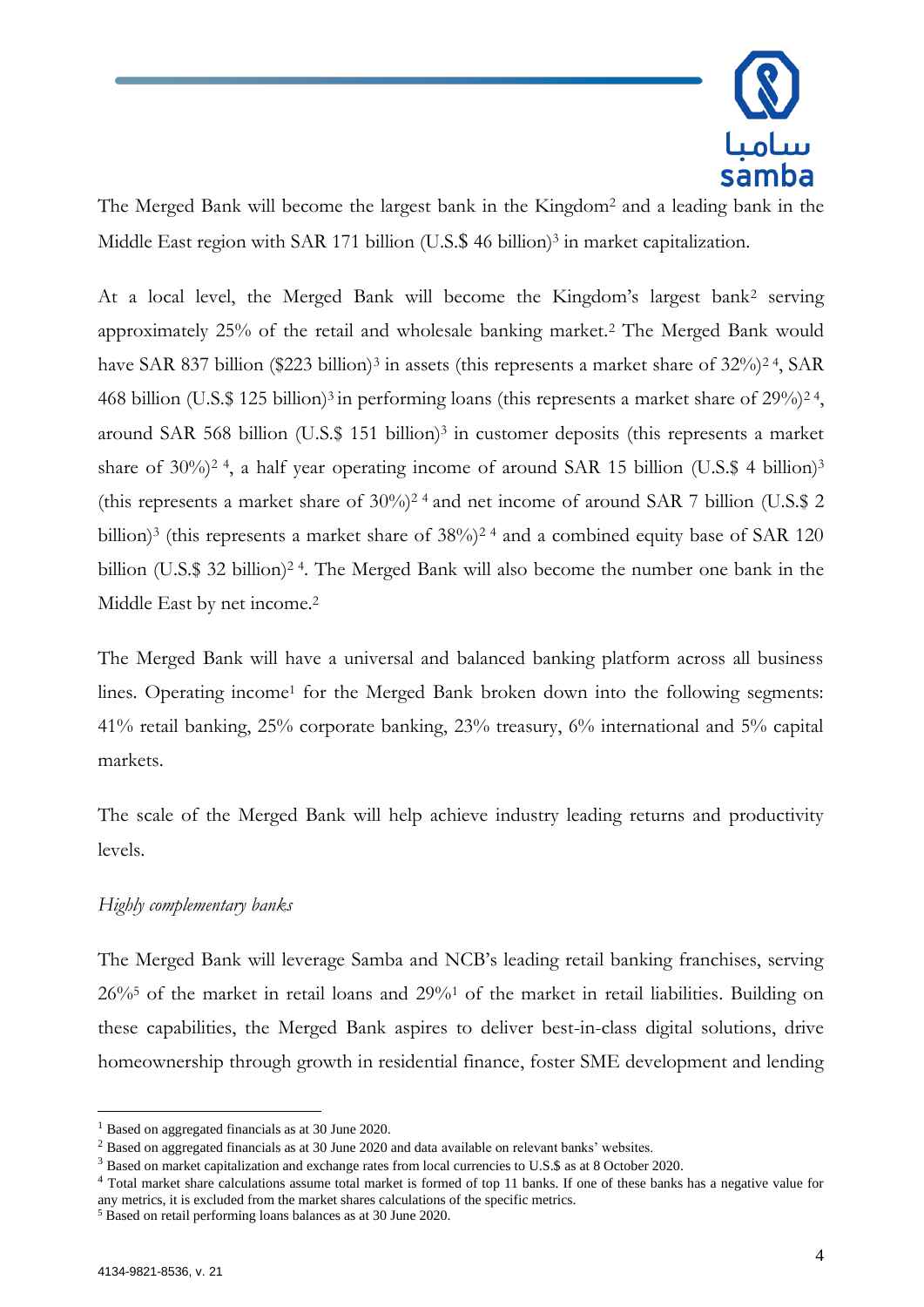The Merged Bank will become the largest bank in the Kingdom[2] and a leading bank in the Middle East region with SAR 171 billion (U.S.$ 46 billion)[3] in market capitalization.

At a local level, the Merged Bank will become the Kingdom's largest bank[2] serving approximately 25% of the retail and wholesale banking market.[2] The Merged Bank would have SAR 837 billion ($223 billion)[3] in assets (this represents a market share of 32%)[2 4], SAR 468 billion (U.S.$ 125 billion)[3] in performing loans (this represents a market share of 29%)[2 4], around SAR 568 billion (U.S.$ 151 billion)[3] in customer deposits (this represents a market share of 30%)[2 4], a half year operating income of around SAR 15 billion (U.S.$ 4 billion)[3] (this represents a market share of 30%)[2 4] and net income of around SAR 7 billion (U.S.$ 2 billion)[3] (this represents a market share of 38%)[2 4] and a combined equity base of SAR 120 billion (U.S.$ 32 billion)[2 4]. The Merged Bank will also become the number one bank in the Middle East by net income.[2]

The Merged Bank will have a universal and balanced banking platform across all business lines. Operating income[1] for the Merged Bank broken down into the following segments: 41% retail banking, 25% corporate banking, 23% treasury, 6% international and 5% capital markets.

The scale of the Merged Bank will help achieve industry leading returns and productivity levels.

*Highly complementary banks*

The Merged Bank will leverage Samba and NCB's leading retail banking franchises, serving 26%[5] of the market in retail loans and 29%[1] of the market in retail liabilities. Building on these capabilities, the Merged Bank aspires to deliver best-in-class digital solutions, drive homeownership through growth in residential finance, foster SME development and lending

---

[1] Based on aggregated financials as at 30 June 2020.

[2] Based on aggregated financials as at 30 June 2020 and data available on relevant banks' websites.

[3] Based on market capitalization and exchange rates from local currencies to U.S.$ as at 8 October 2020.

[4] Total market share calculations assume total market is formed of top 11 banks. If one of these banks has a negative value for any metrics, it is excluded from the market shares calculations of the specific metrics.

[5] Based on retail performing loans balances as at 30 June 2020.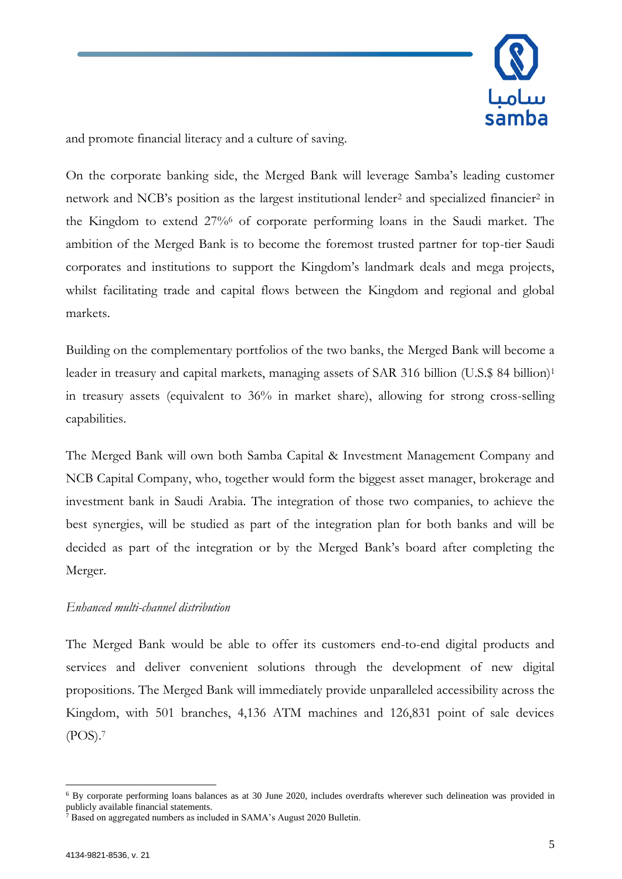and promote financial literacy and a culture of saving.

On the corporate banking side, the Merged Bank will leverage Samba's leading customer network and NCB's position as the largest institutional lender[2] and specialized financier[2] in the Kingdom to extend 27%[6] of corporate performing loans in the Saudi market. The ambition of the Merged Bank is to become the foremost trusted partner for top-tier Saudi corporates and institutions to support the Kingdom's landmark deals and mega projects, whilst facilitating trade and capital flows between the Kingdom and regional and global markets.

Building on the complementary portfolios of the two banks, the Merged Bank will become a leader in treasury and capital markets, managing assets of SAR 316 billion (U.S.$ 84 billion)[1] in treasury assets (equivalent to 36% in market share), allowing for strong cross-selling capabilities.

The Merged Bank will own both Samba Capital & Investment Management Company and NCB Capital Company, who, together would form the biggest asset manager, brokerage and investment bank in Saudi Arabia. The integration of those two companies, to achieve the best synergies, will be studied as part of the integration plan for both banks and will be decided as part of the integration or by the Merged Bank's board after completing the Merger.

*Enhanced multi-channel distribution*

The Merged Bank would be able to offer its customers end-to-end digital products and services and deliver convenient solutions through the development of new digital propositions. The Merged Bank will immediately provide unparalleled accessibility across the Kingdom, with 501 branches, 4,136 ATM machines and 126,831 point of sale devices (POS).[7]

---

[6] By corporate performing loans balances as at 30 June 2020, includes overdrafts wherever such delineation was provided in publicly available financial statements.

[7] Based on aggregated numbers as included in SAMA's August 2020 Bulletin.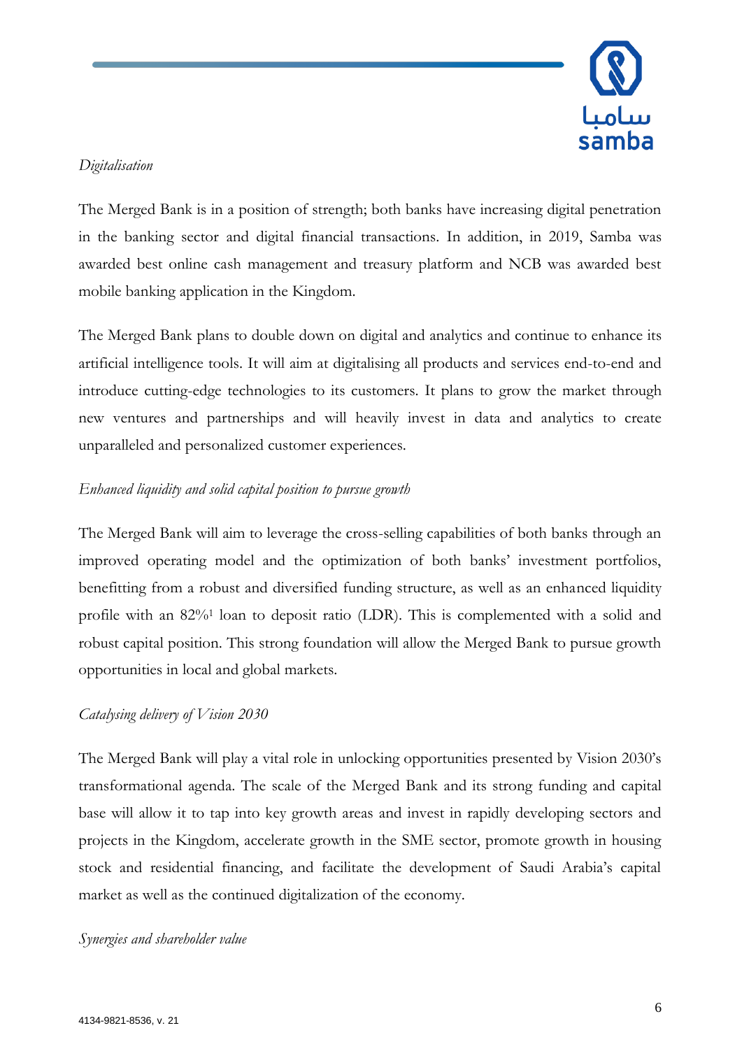*Digitalisation*

The Merged Bank is in a position of strength; both banks have increasing digital penetration in the banking sector and digital financial transactions. In addition, in 2019, Samba was awarded best online cash management and treasury platform and NCB was awarded best mobile banking application in the Kingdom.

The Merged Bank plans to double down on digital and analytics and continue to enhance its artificial intelligence tools. It will aim at digitalising all products and services end-to-end and introduce cutting-edge technologies to its customers. It plans to grow the market through new ventures and partnerships and will heavily invest in data and analytics to create unparalleled and personalized customer experiences.

*Enhanced liquidity and solid capital position to pursue growth*

The Merged Bank will aim to leverage the cross-selling capabilities of both banks through an improved operating model and the optimization of both banks' investment portfolios, benefitting from a robust and diversified funding structure, as well as an enhanced liquidity profile with an 82%[1] loan to deposit ratio (LDR). This is complemented with a solid and robust capital position. This strong foundation will allow the Merged Bank to pursue growth opportunities in local and global markets.

*Catalysing delivery of Vision 2030*

The Merged Bank will play a vital role in unlocking opportunities presented by Vision 2030's transformational agenda. The scale of the Merged Bank and its strong funding and capital base will allow it to tap into key growth areas and invest in rapidly developing sectors and projects in the Kingdom, accelerate growth in the SME sector, promote growth in housing stock and residential financing, and facilitate the development of Saudi Arabia's capital market as well as the continued digitalization of the economy.

*Synergies and shareholder value*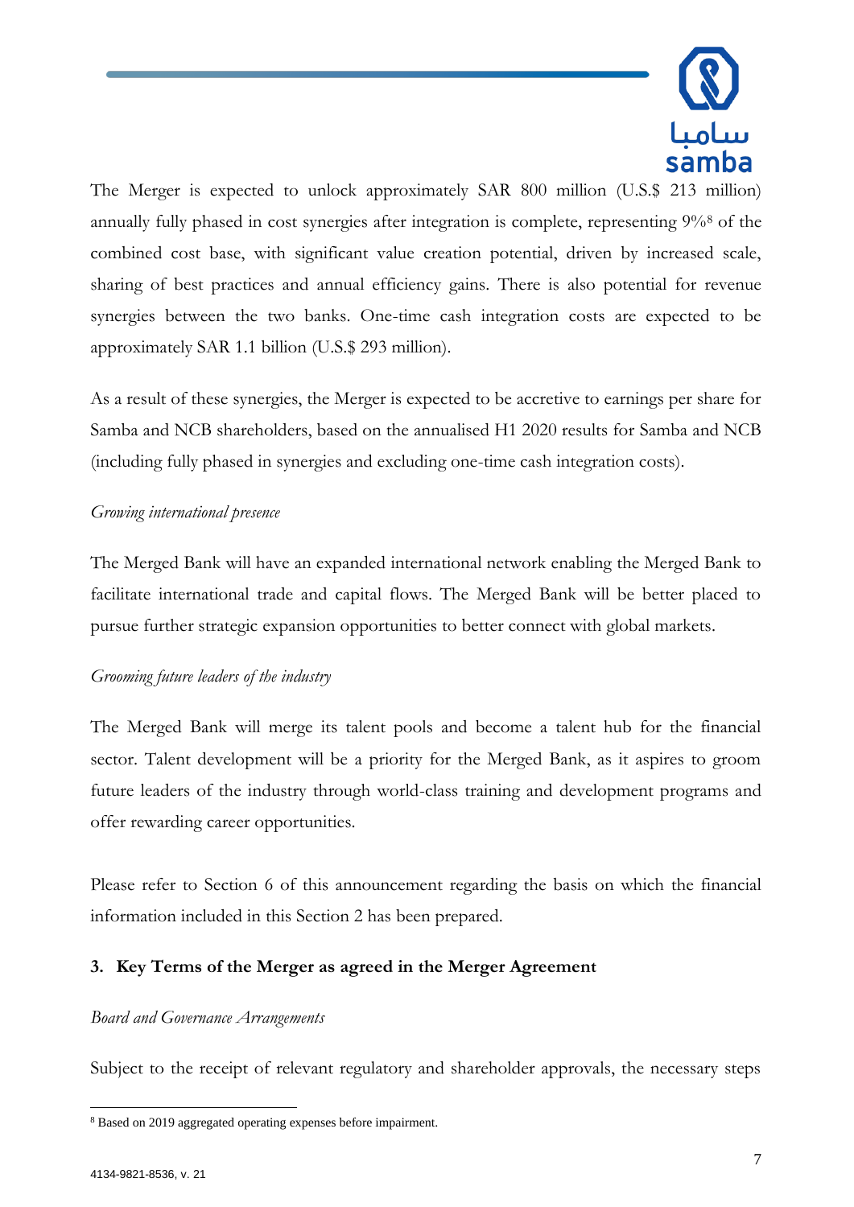The Merger is expected to unlock approximately SAR 800 million (U.S.$ 213 million) annually fully phased in cost synergies after integration is complete, representing 9%[8] of the combined cost base, with significant value creation potential, driven by increased scale, sharing of best practices and annual efficiency gains. There is also potential for revenue synergies between the two banks. One-time cash integration costs are expected to be approximately SAR 1.1 billion (U.S.$ 293 million).

As a result of these synergies, the Merger is expected to be accretive to earnings per share for Samba and NCB shareholders, based on the annualised H1 2020 results for Samba and NCB (including fully phased in synergies and excluding one-time cash integration costs).

*Growing international presence*

The Merged Bank will have an expanded international network enabling the Merged Bank to facilitate international trade and capital flows. The Merged Bank will be better placed to pursue further strategic expansion opportunities to better connect with global markets.

*Grooming future leaders of the industry*

The Merged Bank will merge its talent pools and become a talent hub for the financial sector. Talent development will be a priority for the Merged Bank, as it aspires to groom future leaders of the industry through world-class training and development programs and offer rewarding career opportunities.

Please refer to Section 6 of this announcement regarding the basis on which the financial information included in this Section 2 has been prepared.

## 3. Key Terms of the Merger as agreed in the Merger Agreement

*Board and Governance Arrangements*

Subject to the receipt of relevant regulatory and shareholder approvals, the necessary steps

[8] Based on 2019 aggregated operating expenses before impairment.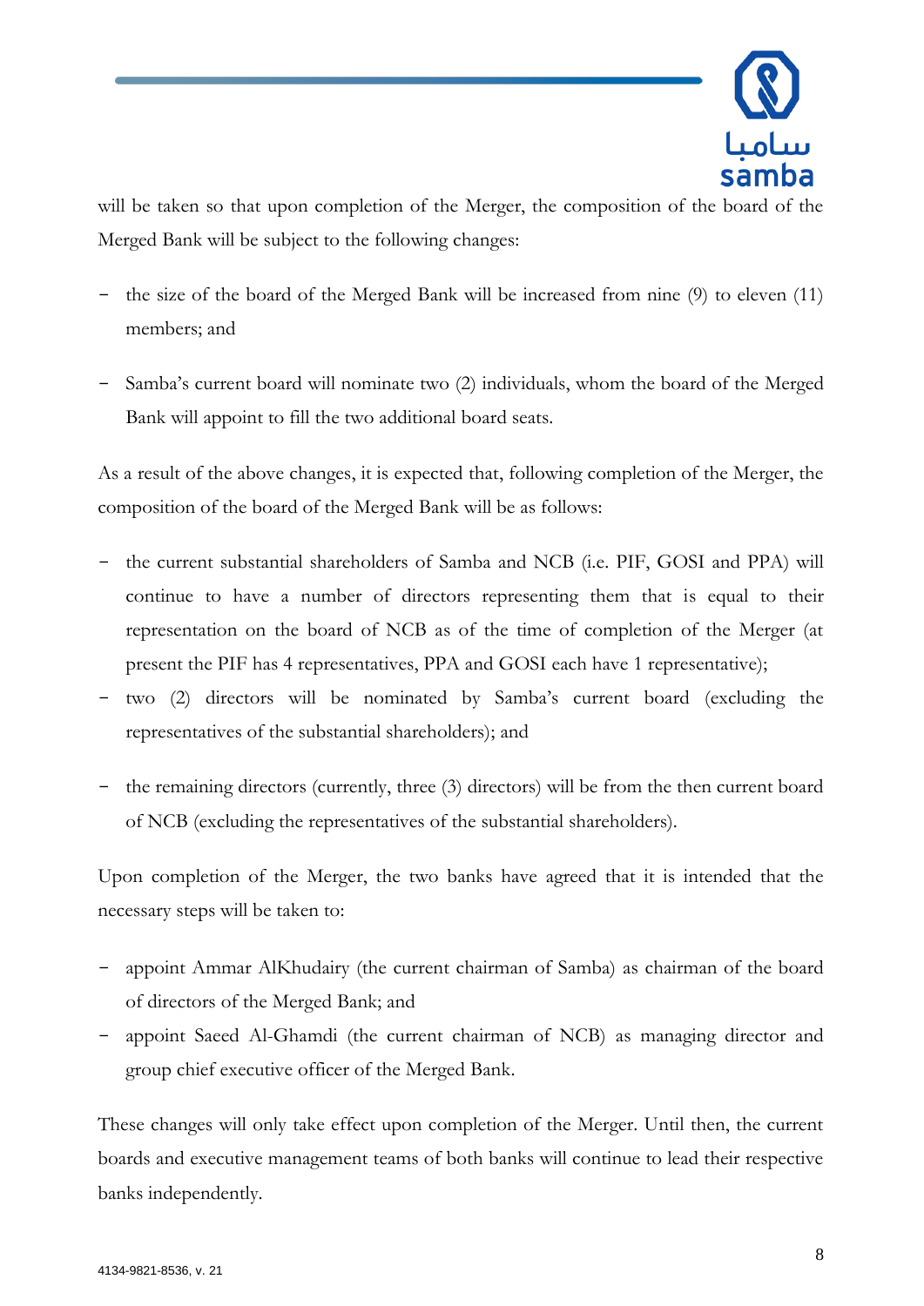will be taken so that upon completion of the Merger, the composition of the board of the Merged Bank will be subject to the following changes:

- the size of the board of the Merged Bank will be increased from nine (9) to eleven (11) members; and
- Samba's current board will nominate two (2) individuals, whom the board of the Merged Bank will appoint to fill the two additional board seats.

As a result of the above changes, it is expected that, following completion of the Merger, the composition of the board of the Merged Bank will be as follows:

- the current substantial shareholders of Samba and NCB (i.e. PIF, GOSI and PPA) will continue to have a number of directors representing them that is equal to their representation on the board of NCB as of the time of completion of the Merger (at present the PIF has 4 representatives, PPA and GOSI each have 1 representative);
- two (2) directors will be nominated by Samba's current board (excluding the representatives of the substantial shareholders); and
- the remaining directors (currently, three (3) directors) will be from the then current board of NCB (excluding the representatives of the substantial shareholders).

Upon completion of the Merger, the two banks have agreed that it is intended that the necessary steps will be taken to:

- appoint Ammar AlKhudairy (the current chairman of Samba) as chairman of the board of directors of the Merged Bank; and
- appoint Saeed Al-Ghamdi (the current chairman of NCB) as managing director and group chief executive officer of the Merged Bank.

These changes will only take effect upon completion of the Merger. Until then, the current boards and executive management teams of both banks will continue to lead their respective banks independently.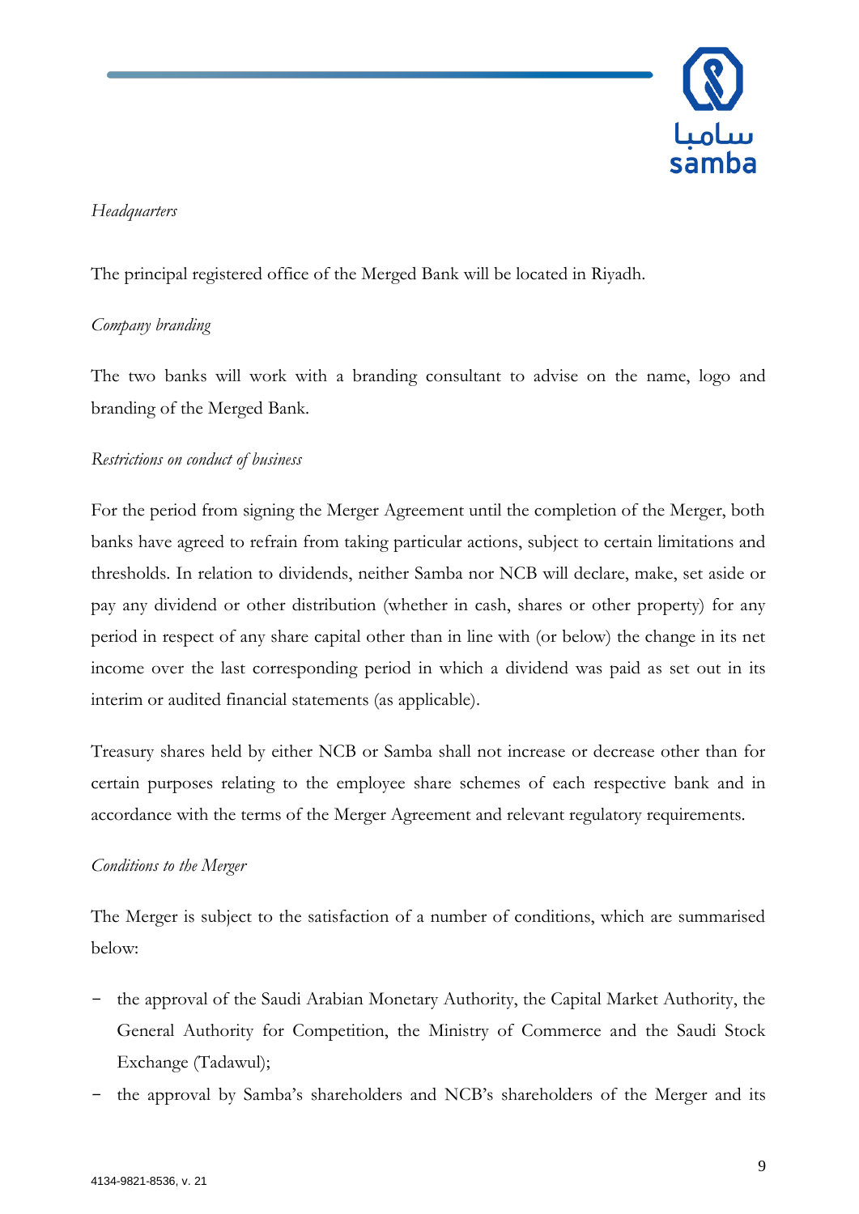*Headquarters*

The principal registered office of the Merged Bank will be located in Riyadh.

*Company branding*

The two banks will work with a branding consultant to advise on the name, logo and branding of the Merged Bank.

*Restrictions on conduct of business*

For the period from signing the Merger Agreement until the completion of the Merger, both banks have agreed to refrain from taking particular actions, subject to certain limitations and thresholds. In relation to dividends, neither Samba nor NCB will declare, make, set aside or pay any dividend or other distribution (whether in cash, shares or other property) for any period in respect of any share capital other than in line with (or below) the change in its net income over the last corresponding period in which a dividend was paid as set out in its interim or audited financial statements (as applicable).

Treasury shares held by either NCB or Samba shall not increase or decrease other than for certain purposes relating to the employee share schemes of each respective bank and in accordance with the terms of the Merger Agreement and relevant regulatory requirements.

*Conditions to the Merger*

The Merger is subject to the satisfaction of a number of conditions, which are summarised below:

- the approval of the Saudi Arabian Monetary Authority, the Capital Market Authority, the General Authority for Competition, the Ministry of Commerce and the Saudi Stock Exchange (Tadawul);
- the approval by Samba's shareholders and NCB's shareholders of the Merger and its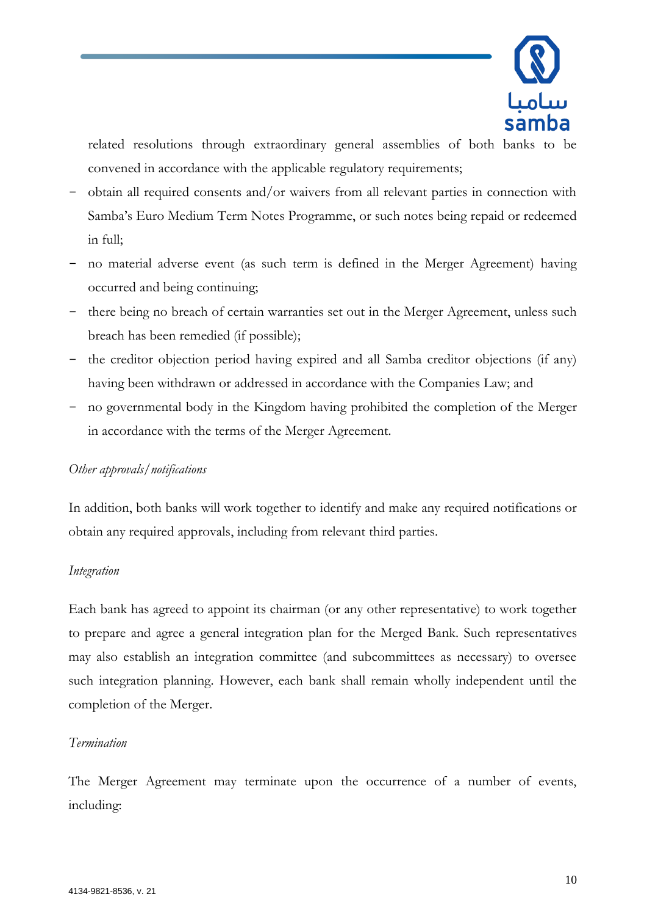related resolutions through extraordinary general assemblies of both banks to be convened in accordance with the applicable regulatory requirements;

- obtain all required consents and/or waivers from all relevant parties in connection with Samba's Euro Medium Term Notes Programme, or such notes being repaid or redeemed in full;
- no material adverse event (as such term is defined in the Merger Agreement) having occurred and being continuing;
- there being no breach of certain warranties set out in the Merger Agreement, unless such breach has been remedied (if possible);
- the creditor objection period having expired and all Samba creditor objections (if any) having been withdrawn or addressed in accordance with the Companies Law; and
- no governmental body in the Kingdom having prohibited the completion of the Merger in accordance with the terms of the Merger Agreement.

*Other approvals/notifications*

In addition, both banks will work together to identify and make any required notifications or obtain any required approvals, including from relevant third parties.

*Integration*

Each bank has agreed to appoint its chairman (or any other representative) to work together to prepare and agree a general integration plan for the Merged Bank. Such representatives may also establish an integration committee (and subcommittees as necessary) to oversee such integration planning. However, each bank shall remain wholly independent until the completion of the Merger.

*Termination*

The Merger Agreement may terminate upon the occurrence of a number of events, including: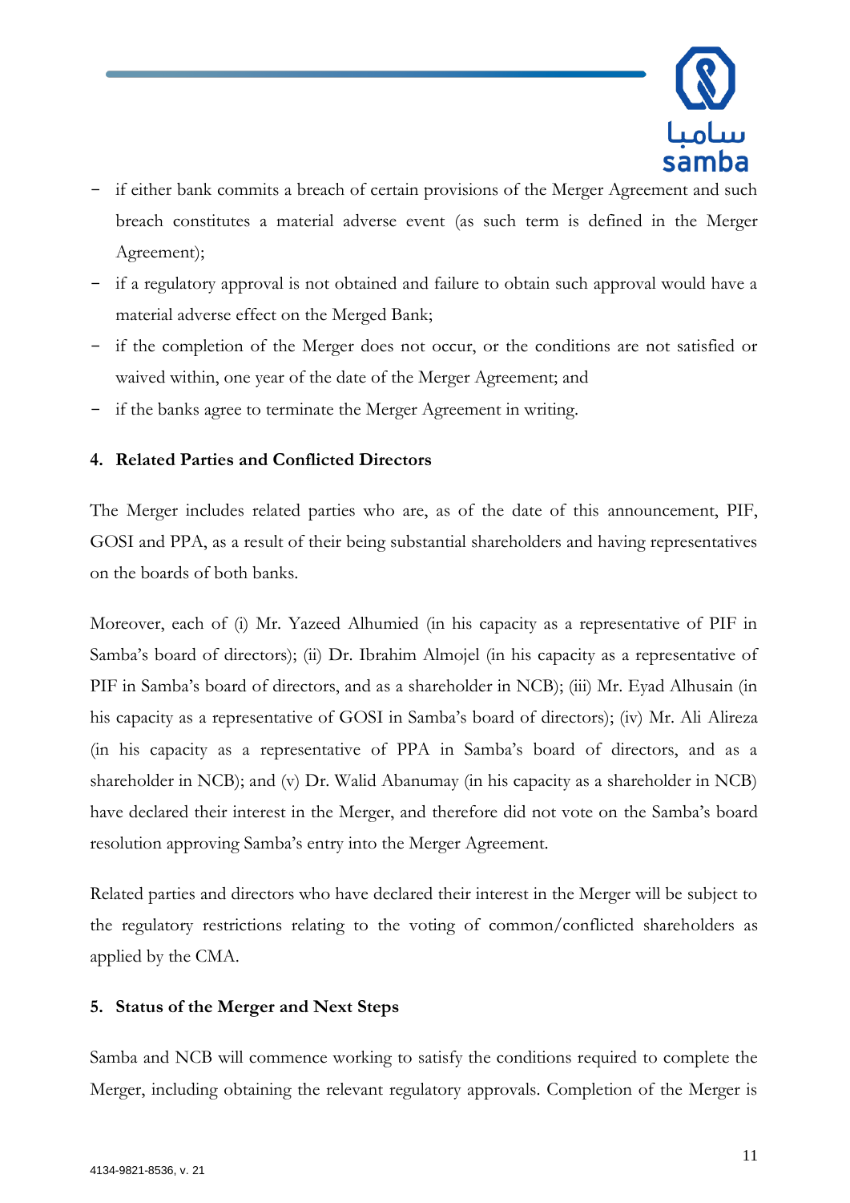- if either bank commits a breach of certain provisions of the Merger Agreement and such breach constitutes a material adverse event (as such term is defined in the Merger Agreement);
- if a regulatory approval is not obtained and failure to obtain such approval would have a material adverse effect on the Merged Bank;
- if the completion of the Merger does not occur, or the conditions are not satisfied or waived within, one year of the date of the Merger Agreement; and
- if the banks agree to terminate the Merger Agreement in writing.

**4. Related Parties and Conflicted Directors**

The Merger includes related parties who are, as of the date of this announcement, PIF, GOSI and PPA, as a result of their being substantial shareholders and having representatives on the boards of both banks.

Moreover, each of (i) Mr. Yazeed Alhumied (in his capacity as a representative of PIF in Samba's board of directors); (ii) Dr. Ibrahim Almojel (in his capacity as a representative of PIF in Samba's board of directors, and as a shareholder in NCB); (iii) Mr. Eyad Alhusain (in his capacity as a representative of GOSI in Samba's board of directors); (iv) Mr. Ali Alireza (in his capacity as a representative of PPA in Samba's board of directors, and as a shareholder in NCB); and (v) Dr. Walid Abanumay (in his capacity as a shareholder in NCB) have declared their interest in the Merger, and therefore did not vote on the Samba's board resolution approving Samba's entry into the Merger Agreement.

Related parties and directors who have declared their interest in the Merger will be subject to the regulatory restrictions relating to the voting of common/conflicted shareholders as applied by the CMA.

**5. Status of the Merger and Next Steps**

Samba and NCB will commence working to satisfy the conditions required to complete the Merger, including obtaining the relevant regulatory approvals. Completion of the Merger is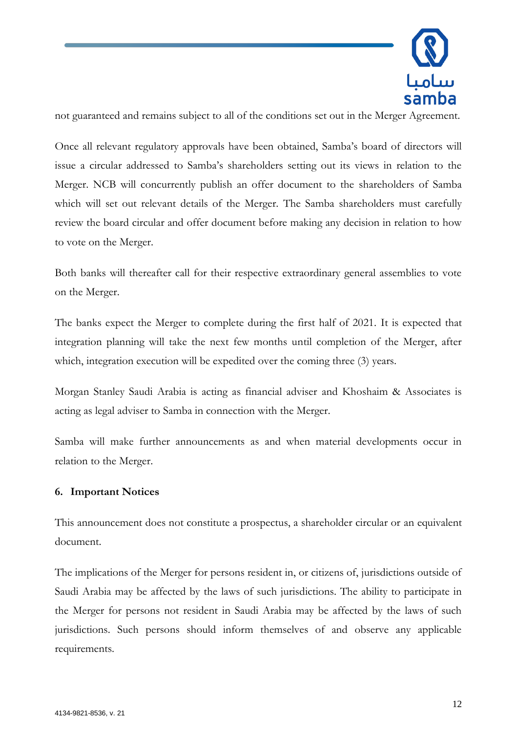not guaranteed and remains subject to all of the conditions set out in the Merger Agreement.

Once all relevant regulatory approvals have been obtained, Samba's board of directors will issue a circular addressed to Samba's shareholders setting out its views in relation to the Merger. NCB will concurrently publish an offer document to the shareholders of Samba which will set out relevant details of the Merger. The Samba shareholders must carefully review the board circular and offer document before making any decision in relation to how to vote on the Merger.

Both banks will thereafter call for their respective extraordinary general assemblies to vote on the Merger.

The banks expect the Merger to complete during the first half of 2021. It is expected that integration planning will take the next few months until completion of the Merger, after which, integration execution will be expedited over the coming three (3) years.

Morgan Stanley Saudi Arabia is acting as financial adviser and Khoshaim & Associates is acting as legal adviser to Samba in connection with the Merger.

Samba will make further announcements as and when material developments occur in relation to the Merger.

## 6. Important Notices

This announcement does not constitute a prospectus, a shareholder circular or an equivalent document.

The implications of the Merger for persons resident in, or citizens of, jurisdictions outside of Saudi Arabia may be affected by the laws of such jurisdictions. The ability to participate in the Merger for persons not resident in Saudi Arabia may be affected by the laws of such jurisdictions. Such persons should inform themselves of and observe any applicable requirements.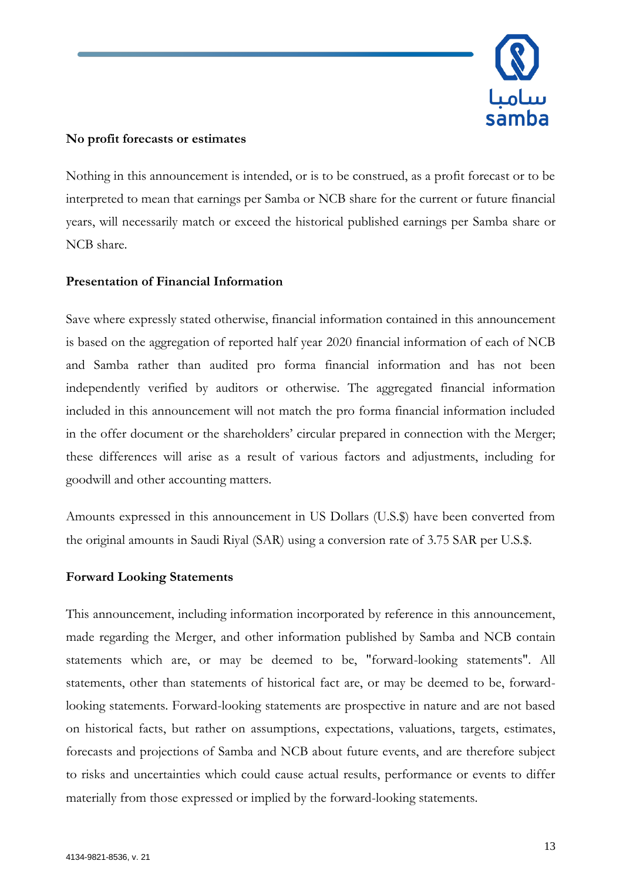**No profit forecasts or estimates**

Nothing in this announcement is intended, or is to be construed, as a profit forecast or to be interpreted to mean that earnings per Samba or NCB share for the current or future financial years, will necessarily match or exceed the historical published earnings per Samba share or NCB share.

**Presentation of Financial Information**

Save where expressly stated otherwise, financial information contained in this announcement is based on the aggregation of reported half year 2020 financial information of each of NCB and Samba rather than audited pro forma financial information and has not been independently verified by auditors or otherwise. The aggregated financial information included in this announcement will not match the pro forma financial information included in the offer document or the shareholders' circular prepared in connection with the Merger; these differences will arise as a result of various factors and adjustments, including for goodwill and other accounting matters.

Amounts expressed in this announcement in US Dollars (U.S.$) have been converted from the original amounts in Saudi Riyal (SAR) using a conversion rate of 3.75 SAR per U.S.$.

**Forward Looking Statements**

This announcement, including information incorporated by reference in this announcement, made regarding the Merger, and other information published by Samba and NCB contain statements which are, or may be deemed to be, "forward-looking statements". All statements, other than statements of historical fact are, or may be deemed to be, forward-looking statements. Forward-looking statements are prospective in nature and are not based on historical facts, but rather on assumptions, expectations, valuations, targets, estimates, forecasts and projections of Samba and NCB about future events, and are therefore subject to risks and uncertainties which could cause actual results, performance or events to differ materially from those expressed or implied by the forward-looking statements.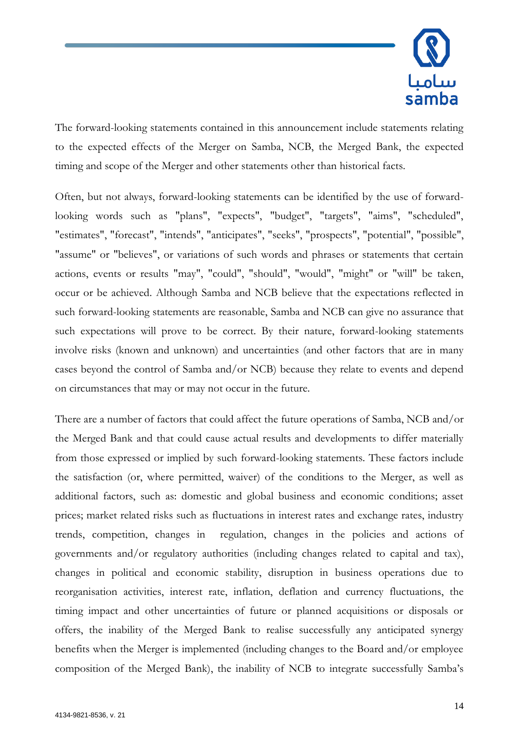The forward-looking statements contained in this announcement include statements relating to the expected effects of the Merger on Samba, NCB, the Merged Bank, the expected timing and scope of the Merger and other statements other than historical facts.

Often, but not always, forward-looking statements can be identified by the use of forward-looking words such as "plans", "expects", "budget", "targets", "aims", "scheduled", "estimates", "forecast", "intends", "anticipates", "seeks", "prospects", "potential", "possible", "assume" or "believes", or variations of such words and phrases or statements that certain actions, events or results "may", "could", "should", "would", "might" or "will" be taken, occur or be achieved. Although Samba and NCB believe that the expectations reflected in such forward-looking statements are reasonable, Samba and NCB can give no assurance that such expectations will prove to be correct. By their nature, forward-looking statements involve risks (known and unknown) and uncertainties (and other factors that are in many cases beyond the control of Samba and/or NCB) because they relate to events and depend on circumstances that may or may not occur in the future.

There are a number of factors that could affect the future operations of Samba, NCB and/or the Merged Bank and that could cause actual results and developments to differ materially from those expressed or implied by such forward-looking statements. These factors include the satisfaction (or, where permitted, waiver) of the conditions to the Merger, as well as additional factors, such as: domestic and global business and economic conditions; asset prices; market related risks such as fluctuations in interest rates and exchange rates, industry trends, competition, changes in regulation, changes in the policies and actions of governments and/or regulatory authorities (including changes related to capital and tax), changes in political and economic stability, disruption in business operations due to reorganisation activities, interest rate, inflation, deflation and currency fluctuations, the timing impact and other uncertainties of future or planned acquisitions or disposals or offers, the inability of the Merged Bank to realise successfully any anticipated synergy benefits when the Merger is implemented (including changes to the Board and/or employee composition of the Merged Bank), the inability of NCB to integrate successfully Samba's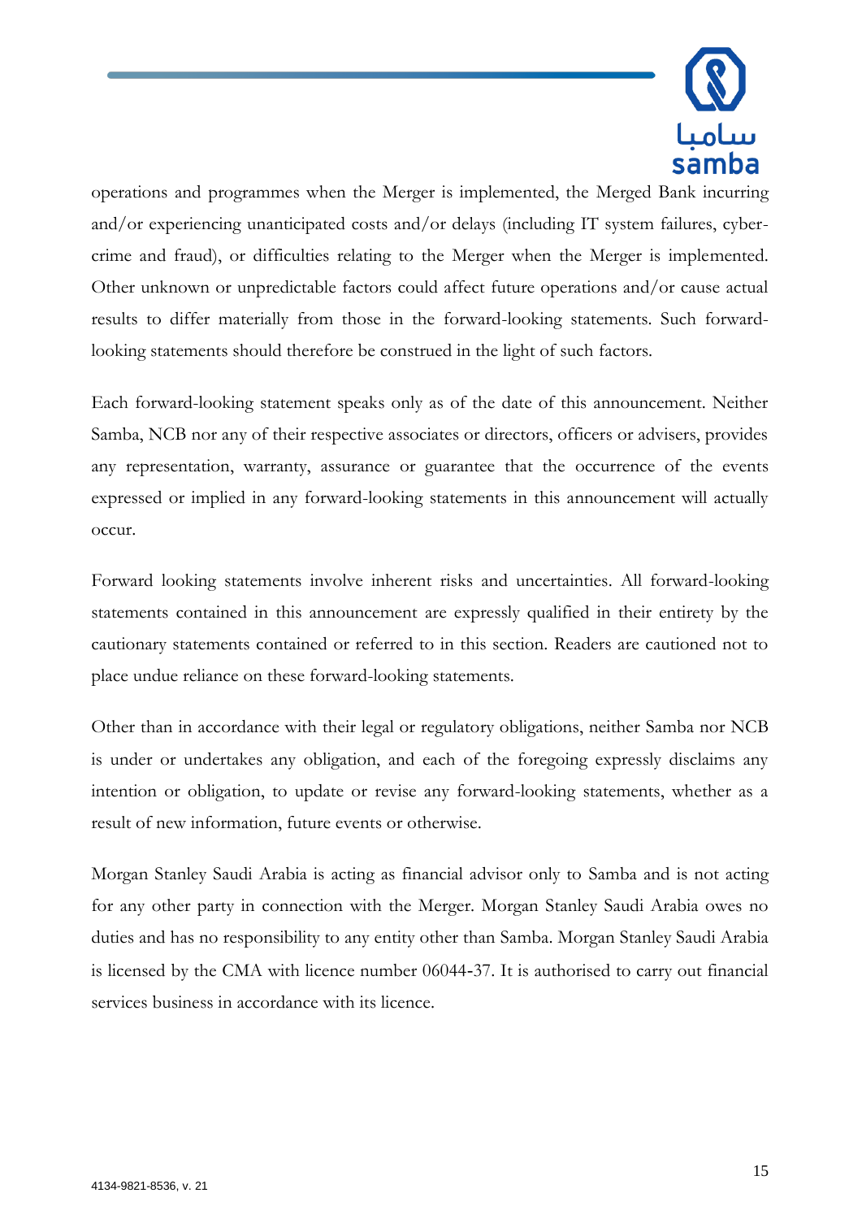operations and programmes when the Merger is implemented, the Merged Bank incurring and/or experiencing unanticipated costs and/or delays (including IT system failures, cyber-crime and fraud), or difficulties relating to the Merger when the Merger is implemented. Other unknown or unpredictable factors could affect future operations and/or cause actual results to differ materially from those in the forward-looking statements. Such forward-looking statements should therefore be construed in the light of such factors.

Each forward-looking statement speaks only as of the date of this announcement. Neither Samba, NCB nor any of their respective associates or directors, officers or advisers, provides any representation, warranty, assurance or guarantee that the occurrence of the events expressed or implied in any forward-looking statements in this announcement will actually occur.

Forward looking statements involve inherent risks and uncertainties. All forward-looking statements contained in this announcement are expressly qualified in their entirety by the cautionary statements contained or referred to in this section. Readers are cautioned not to place undue reliance on these forward-looking statements.

Other than in accordance with their legal or regulatory obligations, neither Samba nor NCB is under or undertakes any obligation, and each of the foregoing expressly disclaims any intention or obligation, to update or revise any forward-looking statements, whether as a result of new information, future events or otherwise.

Morgan Stanley Saudi Arabia is acting as financial advisor only to Samba and is not acting for any other party in connection with the Merger. Morgan Stanley Saudi Arabia owes no duties and has no responsibility to any entity other than Samba. Morgan Stanley Saudi Arabia is licensed by the CMA with licence number 06044-37. It is authorised to carry out financial services business in accordance with its licence.